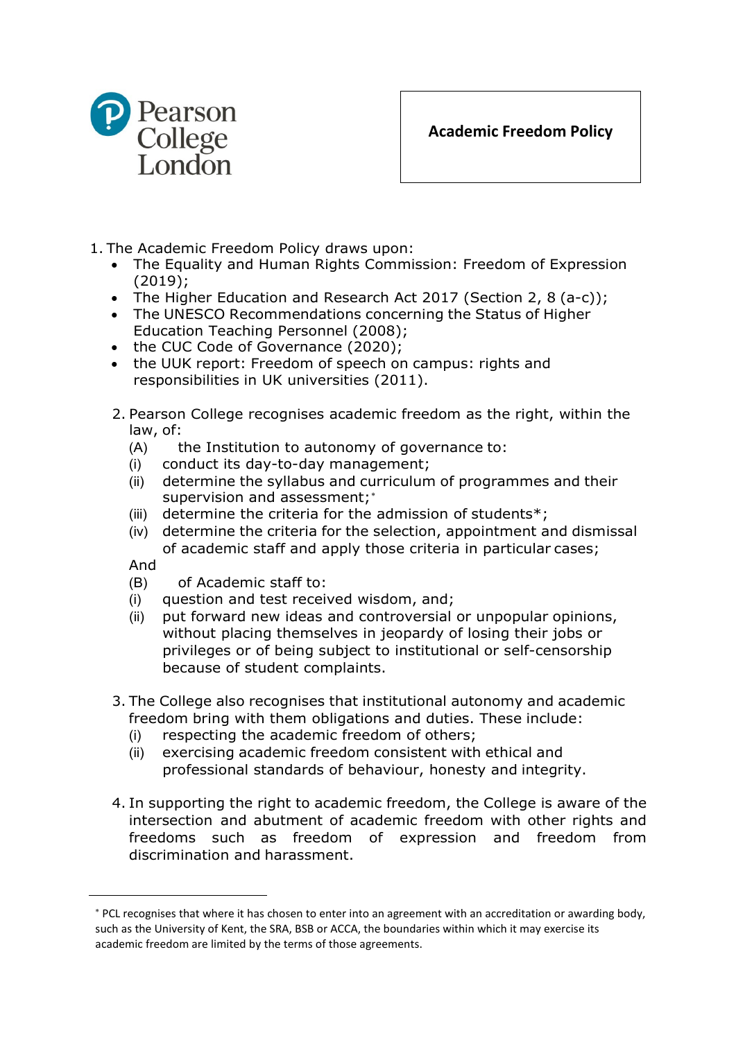Pearson College London

# Academic Freedom Policy

1. The Academic Freedom Policy draws upon:
   - The Equality and Human Rights Commission: Freedom of Expression (2019);
   - The Higher Education and Research Act 2017 (Section 2, 8 (a-c));
   - The UNESCO Recommendations concerning the Status of Higher Education Teaching Personnel (2008);
   - the CUC Code of Governance (2020);
   - the UUK report: Freedom of speech on campus: rights and responsibilities in UK universities (2011).

2. Pearson College recognises academic freedom as the right, within the law, of:

   (A) the Institution to autonomy of governance to:
   (i) conduct its day-to-day management;
   (ii) determine the syllabus and curriculum of programmes and their supervision and assessment;*
   (iii) determine the criteria for the admission of students*;
   (iv) determine the criteria for the selection, appointment and dismissal of academic staff and apply those criteria in particular cases;

   And

   (B) of Academic staff to:
   (i) question and test received wisdom, and;
   (ii) put forward new ideas and controversial or unpopular opinions, without placing themselves in jeopardy of losing their jobs or privileges or of being subject to institutional or self-censorship because of student complaints.

3. The College also recognises that institutional autonomy and academic freedom bring with them obligations and duties. These include:
   (i) respecting the academic freedom of others;
   (ii) exercising academic freedom consistent with ethical and professional standards of behaviour, honesty and integrity.

4. In supporting the right to academic freedom, the College is aware of the intersection and abutment of academic freedom with other rights and freedoms such as freedom of expression and freedom from discrimination and harassment.

---

* PCL recognises that where it has chosen to enter into an agreement with an accreditation or awarding body, such as the University of Kent, the SRA, BSB or ACCA, the boundaries within which it may exercise its academic freedom are limited by the terms of those agreements.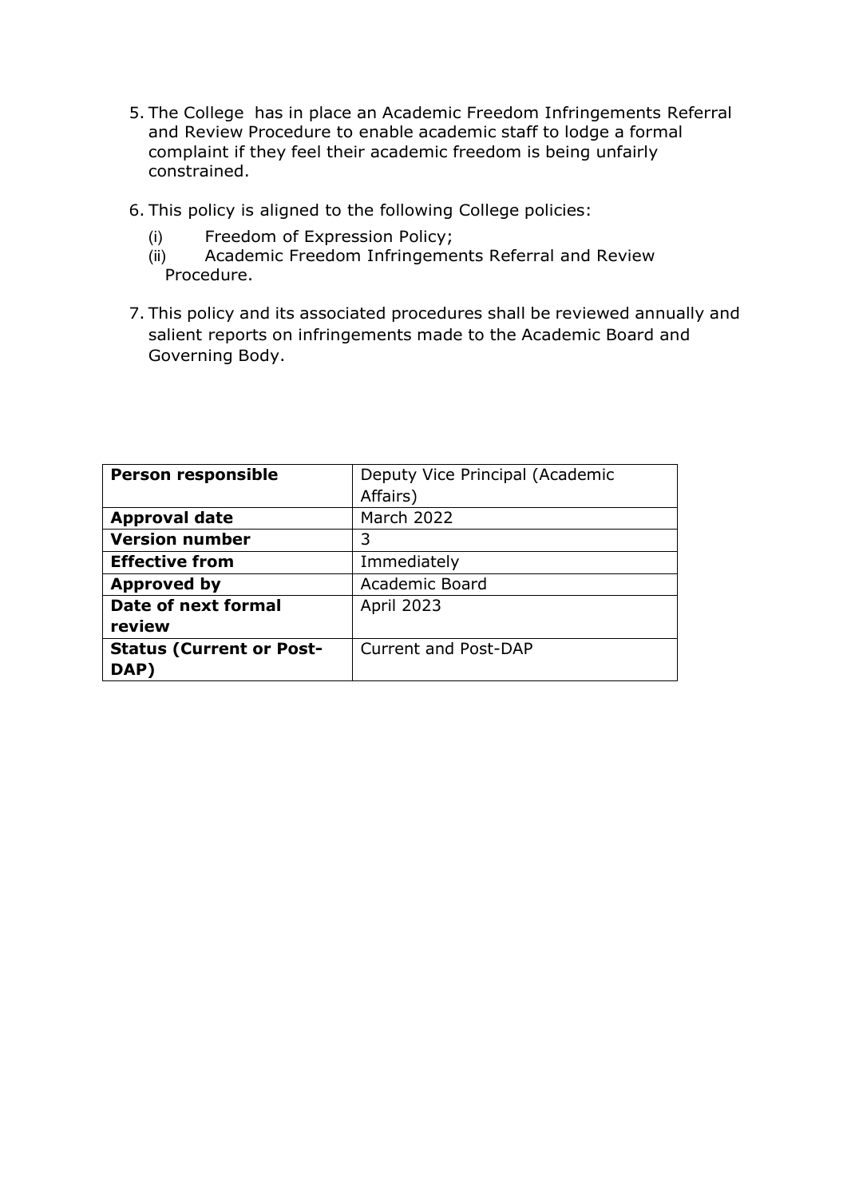5. The College has in place an Academic Freedom Infringements Referral and Review Procedure to enable academic staff to lodge a formal complaint if they feel their academic freedom is being unfairly constrained.

6. This policy is aligned to the following College policies:
   (i) Freedom of Expression Policy;
   (ii) Academic Freedom Infringements Referral and Review Procedure.

7. This policy and its associated procedures shall be reviewed annually and salient reports on infringements made to the Academic Board and Governing Body.

| | |
|---|---|
| **Person responsible** | Deputy Vice Principal (Academic Affairs) |
| **Approval date** | March 2022 |
| **Version number** | 3 |
| **Effective from** | Immediately |
| **Approved by** | Academic Board |
| **Date of next formal review** | April 2023 |
| **Status (Current or Post-DAP)** | Current and Post-DAP |